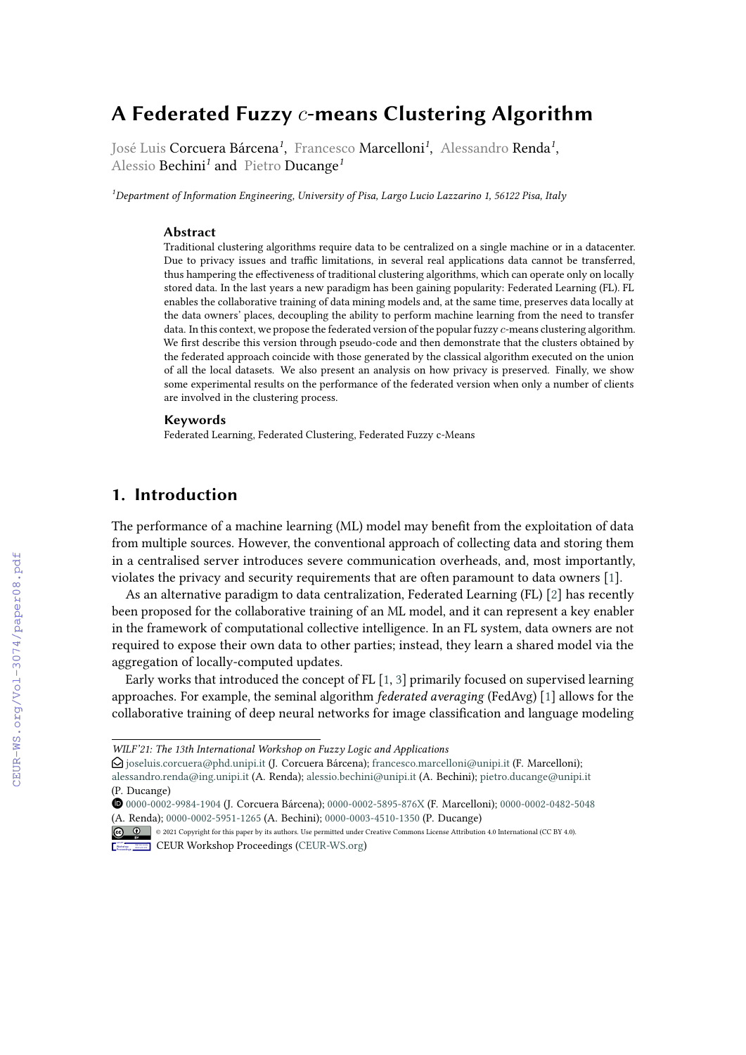# A Federated Fuzzy $c$-means Clustering Algorithm

José Luis Corcuera Bárcena[1], Francesco Marcelloni[1], Alessandro Renda[1], Alessio Bechini[1] and Pietro Ducange[1]

[1]Department of Information Engineering, University of Pisa, Largo Lucio Lazzarino 1, 56122 Pisa, Italy

### Abstract

Traditional clustering algorithms require data to be centralized on a single machine or in a datacenter. Due to privacy issues and traffic limitations, in several real applications data cannot be transferred, thus hampering the effectiveness of traditional clustering algorithms, which can operate only on locally stored data. In the last years a new paradigm has been gaining popularity: Federated Learning (FL). FL enables the collaborative training of data mining models and, at the same time, preserves data locally at the data owners' places, decoupling the ability to perform machine learning from the need to transfer data. In this context, we propose the federated version of the popular fuzzy $c$-means clustering algorithm. We first describe this version through pseudo-code and then demonstrate that the clusters obtained by the federated approach coincide with those generated by the classical algorithm executed on the union of all the local datasets. We also present an analysis on how privacy is preserved. Finally, we show some experimental results on the performance of the federated version when only a number of clients are involved in the clustering process.

### Keywords

Federated Learning, Federated Clustering, Federated Fuzzy c-Means

## 1. Introduction

The performance of a machine learning (ML) model may benefit from the exploitation of data from multiple sources. However, the conventional approach of collecting data and storing them in a centralised server introduces severe communication overheads, and, most importantly, violates the privacy and security requirements that are often paramount to data owners [1].

As an alternative paradigm to data centralization, Federated Learning (FL) [2] has recently been proposed for the collaborative training of an ML model, and it can represent a key enabler in the framework of computational collective intelligence. In an FL system, data owners are not required to expose their own data to other parties; instead, they learn a shared model via the aggregation of locally-computed updates.

Early works that introduced the concept of FL [1, 3] primarily focused on supervised learning approaches. For example, the seminal algorithm *federated averaging* (FedAvg) [1] allows for the collaborative training of deep neural networks for image classification and language modeling

---

*WILF'21: The 13th International Workshop on Fuzzy Logic and Applications*

joseluis.corcuera@phd.unipi.it (J. Corcuera Bárcena); francesco.marcelloni@unipi.it (F. Marcelloni); alessandro.renda@ing.unipi.it (A. Renda); alessio.bechini@unipi.it (A. Bechini); pietro.ducange@unipi.it (P. Ducange)

0000-0002-9984-1904 (J. Corcuera Bárcena); 0000-0002-5895-876X (F. Marcelloni); 0000-0002-0482-5048 (A. Renda); 0000-0002-5951-1265 (A. Bechini); 0000-0003-4510-1350 (P. Ducange)

© 2021 Copyright for this paper by its authors. Use permitted under Creative Commons License Attribution 4.0 International (CC BY 4.0).

CEUR Workshop Proceedings (CEUR-WS.org)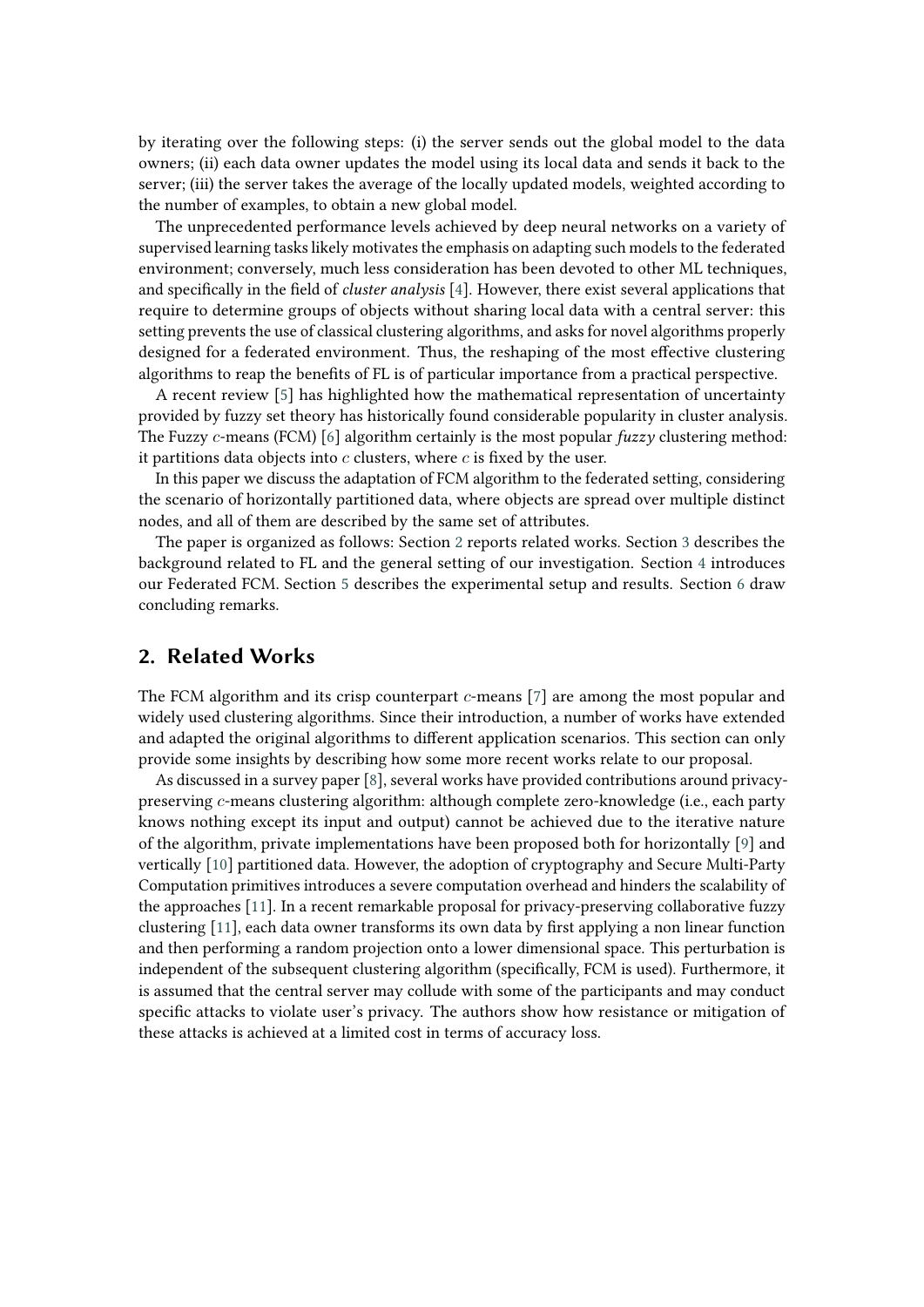by iterating over the following steps: (i) the server sends out the global model to the data owners; (ii) each data owner updates the model using its local data and sends it back to the server; (iii) the server takes the average of the locally updated models, weighted according to the number of examples, to obtain a new global model.

The unprecedented performance levels achieved by deep neural networks on a variety of supervised learning tasks likely motivates the emphasis on adapting such models to the federated environment; conversely, much less consideration has been devoted to other ML techniques, and specifically in the field of *cluster analysis* [4]. However, there exist several applications that require to determine groups of objects without sharing local data with a central server: this setting prevents the use of classical clustering algorithms, and asks for novel algorithms properly designed for a federated environment. Thus, the reshaping of the most effective clustering algorithms to reap the benefits of FL is of particular importance from a practical perspective.

A recent review [5] has highlighted how the mathematical representation of uncertainty provided by fuzzy set theory has historically found considerable popularity in cluster analysis. The Fuzzy $c$-means (FCM) [6] algorithm certainly is the most popular *fuzzy* clustering method: it partitions data objects into $c$ clusters, where $c$ is fixed by the user.

In this paper we discuss the adaptation of FCM algorithm to the federated setting, considering the scenario of horizontally partitioned data, where objects are spread over multiple distinct nodes, and all of them are described by the same set of attributes.

The paper is organized as follows: Section 2 reports related works. Section 3 describes the background related to FL and the general setting of our investigation. Section 4 introduces our Federated FCM. Section 5 describes the experimental setup and results. Section 6 draw concluding remarks.

## 2. Related Works

The FCM algorithm and its crisp counterpart $c$-means [7] are among the most popular and widely used clustering algorithms. Since their introduction, a number of works have extended and adapted the original algorithms to different application scenarios. This section can only provide some insights by describing how some more recent works relate to our proposal.

As discussed in a survey paper [8], several works have provided contributions around privacy-preserving $c$-means clustering algorithm: although complete zero-knowledge (i.e., each party knows nothing except its input and output) cannot be achieved due to the iterative nature of the algorithm, private implementations have been proposed both for horizontally [9] and vertically [10] partitioned data. However, the adoption of cryptography and Secure Multi-Party Computation primitives introduces a severe computation overhead and hinders the scalability of the approaches [11]. In a recent remarkable proposal for privacy-preserving collaborative fuzzy clustering [11], each data owner transforms its own data by first applying a non linear function and then performing a random projection onto a lower dimensional space. This perturbation is independent of the subsequent clustering algorithm (specifically, FCM is used). Furthermore, it is assumed that the central server may collude with some of the participants and may conduct specific attacks to violate user's privacy. The authors show how resistance or mitigation of these attacks is achieved at a limited cost in terms of accuracy loss.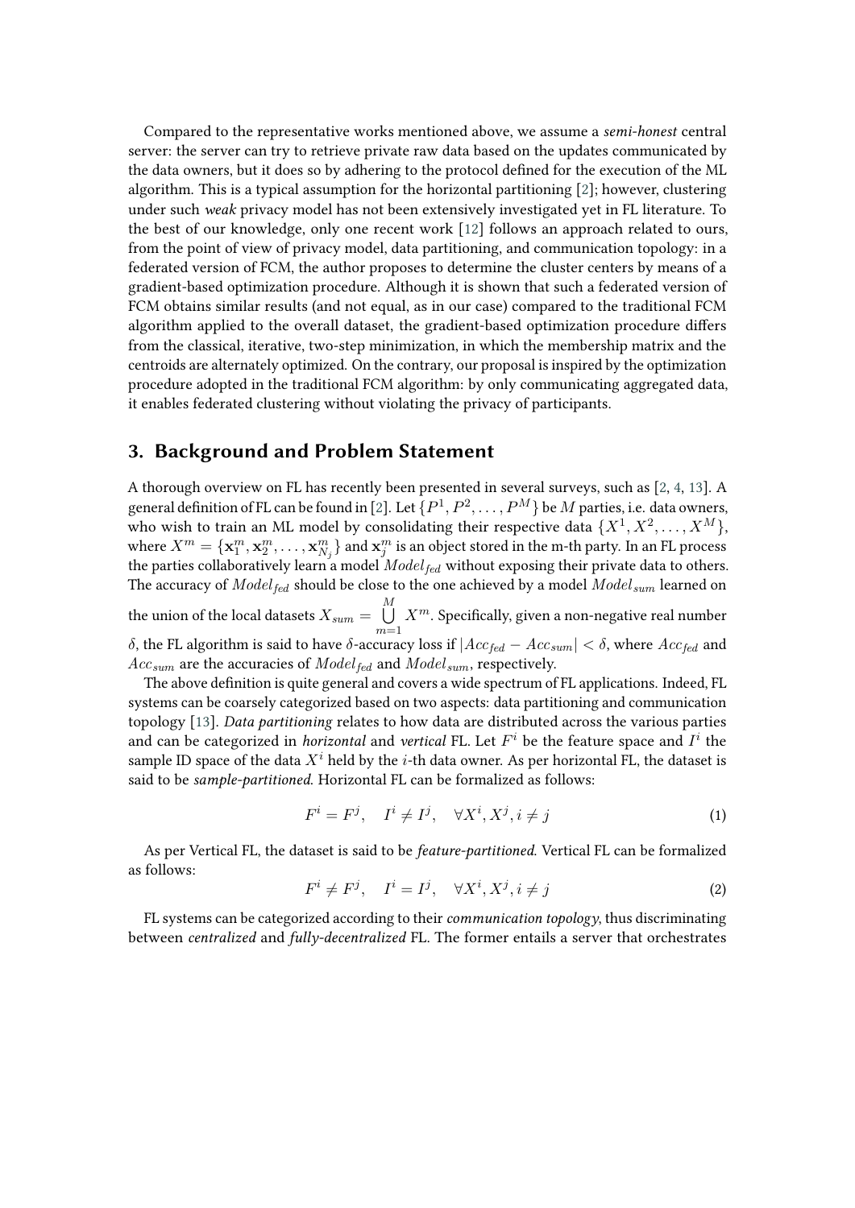Compared to the representative works mentioned above, we assume a *semi-honest* central server: the server can try to retrieve private raw data based on the updates communicated by the data owners, but it does so by adhering to the protocol defined for the execution of the ML algorithm. This is a typical assumption for the horizontal partitioning [2]; however, clustering under such *weak* privacy model has not been extensively investigated yet in FL literature. To the best of our knowledge, only one recent work [12] follows an approach related to ours, from the point of view of privacy model, data partitioning, and communication topology: in a federated version of FCM, the author proposes to determine the cluster centers by means of a gradient-based optimization procedure. Although it is shown that such a federated version of FCM obtains similar results (and not equal, as in our case) compared to the traditional FCM algorithm applied to the overall dataset, the gradient-based optimization procedure differs from the classical, iterative, two-step minimization, in which the membership matrix and the centroids are alternately optimized. On the contrary, our proposal is inspired by the optimization procedure adopted in the traditional FCM algorithm: by only communicating aggregated data, it enables federated clustering without violating the privacy of participants.

## 3. Background and Problem Statement

A thorough overview on FL has recently been presented in several surveys, such as [2, 4, 13]. A general definition of FL can be found in [2]. Let $\{P^1, P^2, \ldots, P^M\}$ be $M$ parties, i.e. data owners, who wish to train an ML model by consolidating their respective data $\{X^1, X^2, \ldots, X^M\}$, where $X^m = \{\mathbf{x}_1^m, \mathbf{x}_2^m, \ldots, \mathbf{x}_{N_j}^m\}$ and $\mathbf{x}_j^m$ is an object stored in the m-th party. In an FL process the parties collaboratively learn a model $Model_{fed}$ without exposing their private data to others. The accuracy of $Model_{fed}$ should be close to the one achieved by a model $Model_{sum}$ learned on the union of the local datasets $X_{sum} = \bigcup_{m=1}^{M} X^m$. Specifically, given a non-negative real number $\delta$, the FL algorithm is said to have $\delta$-accuracy loss if $|Acc_{fed} - Acc_{sum}| < \delta$, where $Acc_{fed}$ and $Acc_{sum}$ are the accuracies of $Model_{fed}$ and $Model_{sum}$, respectively.

The above definition is quite general and covers a wide spectrum of FL applications. Indeed, FL systems can be coarsely categorized based on two aspects: data partitioning and communication topology [13]. *Data partitioning* relates to how data are distributed across the various parties and can be categorized in *horizontal* and *vertical* FL. Let $F^i$ be the feature space and $I^i$ the sample ID space of the data $X^i$ held by the $i$-th data owner. As per horizontal FL, the dataset is said to be *sample-partitioned.* Horizontal FL can be formalized as follows:

$$F^i = F^j, \quad I^i \neq I^j, \quad \forall X^i, X^j, i \neq j \tag{1}$$

As per Vertical FL, the dataset is said to be *feature-partitioned.* Vertical FL can be formalized as follows:

$$F^i \neq F^j, \quad I^i = I^j, \quad \forall X^i, X^j, i \neq j \tag{2}$$

FL systems can be categorized according to their *communication topology*, thus discriminating between *centralized* and *fully-decentralized* FL. The former entails a server that orchestrates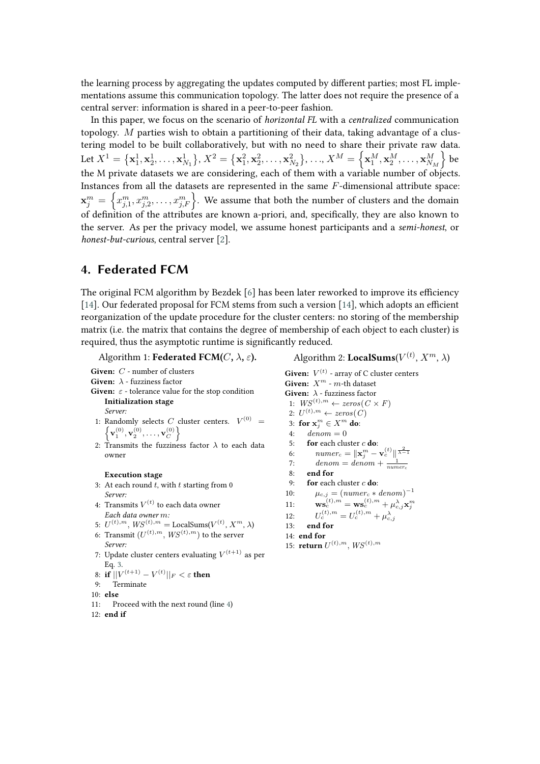the learning process by aggregating the updates computed by different parties; most FL implementations assume this communication topology. The latter does not require the presence of a central server: information is shared in a peer-to-peer fashion.

In this paper, we focus on the scenario of *horizontal FL* with a *centralized* communication topology. $M$ parties wish to obtain a partitioning of their data, taking advantage of a clustering model to be built collaboratively, but with no need to share their private raw data. Let $X^1 = \{\mathbf{x}_1^1, \mathbf{x}_2^1, \ldots, \mathbf{x}_{N_1}^1\}$, $X^2 = \{\mathbf{x}_1^2, \mathbf{x}_2^2, \ldots, \mathbf{x}_{N_2}^2\}$, ..., $X^M = \left\{\mathbf{x}_1^M, \mathbf{x}_2^M, \ldots, \mathbf{x}_{N_M}^M\right\}$ be the M private datasets we are considering, each of them with a variable number of objects. Instances from all the datasets are represented in the same $F$-dimensional attribute space: $\mathbf{x}_j^m = \left\{x_{j,1}^m, x_{j,2}^m, \ldots, x_{j,F}^m\right\}$. We assume that both the number of clusters and the domain of definition of the attributes are known a-priori, and, specifically, they are also known to the server. As per the privacy model, we assume honest participants and a *semi-honest*, or *honest-but-curious*, central server [2].

## 4. Federated FCM

The original FCM algorithm by Bezdek [6] has been later reworked to improve its efficiency [14]. Our federated proposal for FCM stems from such a version [14], which adopts an efficient reorganization of the update procedure for the cluster centers: no storing of the membership matrix (i.e. the matrix that contains the degree of membership of each object to each cluster) is required, thus the asymptotic runtime is significantly reduced.

Algorithm 1: **Federated FCM($C$, $\lambda$, $\varepsilon$).**

**Given:** $C$ - number of clusters
**Given:** $\lambda$ - fuzziness factor
**Given:** $\varepsilon$ - tolerance value for the stop condition

**Initialization stage**
*Server:*
1: Randomly selects $C$ cluster centers. $V^{(0)} = \left\{\mathbf{v}_1^{(0)}, \mathbf{v}_2^{(0)}, \ldots, \mathbf{v}_C^{(0)}\right\}$
2: Transmits the fuzziness factor $\lambda$ to each data owner

**Execution stage**
3: At each round $t$, with $t$ starting from 0
*Server:*
4: Transmits $V^{(t)}$ to each data owner
*Each data owner $m$:*
5: $U^{(t),m}$, $WS^{(t),m}$ = LocalSums($V^{(t)}$, $X^m$, $\lambda$)
6: Transmit ($U^{(t),m}$, $WS^{(t),m}$) to the server
*Server:*
7: Update cluster centers evaluating $V^{(t+1)}$ as per Eq. 3.
8: **if** $||V^{(t+1)} - V^{(t)}||_F < \varepsilon$ **then**
9: Terminate
10: **else**
11: Proceed with the next round (line 4)
12: **end if**

Algorithm 2: **LocalSums($V^{(t)}$, $X^m$, $\lambda$)**

**Given:** $V^{(t)}$ - array of C cluster centers
**Given:** $X^m$ - $m$-th dataset
**Given:** $\lambda$ - fuzziness factor
1: $WS^{(t),m} \leftarrow zeros(C \times F)$
2: $U^{(t),m} \leftarrow zeros(C)$
3: **for** $\mathbf{x}_j^m \in X^m$ **do**:
4: $denom = 0$
5: **for** each cluster $c$ **do**:
6: $numer_c = \|\mathbf{x}_j^m - \mathbf{v}_c^{(t)}\|^{\frac{2}{\lambda-1}}$
7: $denom = denom + \frac{1}{numer_c}$
8: **end for**
9: **for** each cluster $c$ **do**:
10: $\mu_{c,j} = (numer_c * denom)^{-1}$
11: $\mathbf{ws}_c^{(t),m} = \mathbf{ws}_c^{(t),m} + \mu_{c,j}^{\lambda}\mathbf{x}_j^m$
12: $U_c^{(t),m} = U_c^{(t),m} + \mu_{c,j}^{\lambda}$
13: **end for**
14: **end for**
15: **return** $U^{(t),m}$, $WS^{(t),m}$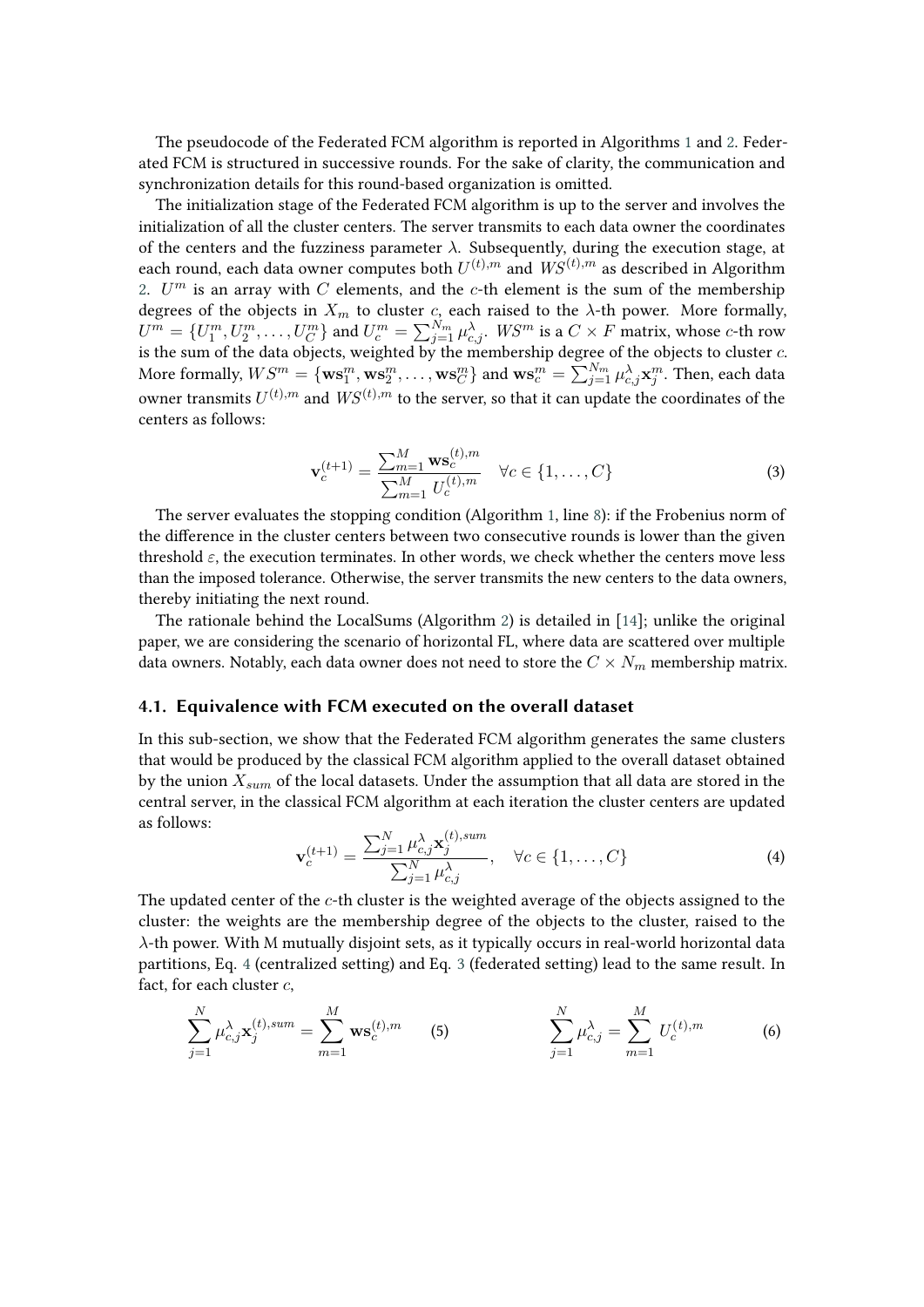The pseudocode of the Federated FCM algorithm is reported in Algorithms 1 and 2. Federated FCM is structured in successive rounds. For the sake of clarity, the communication and synchronization details for this round-based organization is omitted.

The initialization stage of the Federated FCM algorithm is up to the server and involves the initialization of all the cluster centers. The server transmits to each data owner the coordinates of the centers and the fuzziness parameter $\lambda$. Subsequently, during the execution stage, at each round, each data owner computes both $U^{(t),m}$ and $WS^{(t),m}$ as described in Algorithm 2. $U^m$ is an array with $C$ elements, and the $c$-th element is the sum of the membership degrees of the objects in $X_m$ to cluster $c$, each raised to the $\lambda$-th power. More formally, $U^m = \{U_1^m, U_2^m, \ldots, U_C^m\}$ and $U_c^m = \sum_{j=1}^{N_m} \mu_{c,j}^{\lambda}$. $WS^m$ is a $C \times F$ matrix, whose $c$-th row is the sum of the data objects, weighted by the membership degree of the objects to cluster $c$. More formally, $WS^m = \{\mathbf{ws}_1^m, \mathbf{ws}_2^m, \ldots, \mathbf{ws}_C^m\}$ and $\mathbf{ws}_c^m = \sum_{j=1}^{N_m} \mu_{c,j}^{\lambda} \mathbf{x}_j^m$. Then, each data owner transmits $U^{(t),m}$ and $WS^{(t),m}$ to the server, so that it can update the coordinates of the centers as follows:

$$\mathbf{v}_c^{(t+1)} = \frac{\sum_{m=1}^{M} \mathbf{ws}_c^{(t),m}}{\sum_{m=1}^{M} U_c^{(t),m}} \quad \forall c \in \{1, \ldots, C\} \tag{3}$$

The server evaluates the stopping condition (Algorithm 1, line 8): if the Frobenius norm of the difference in the cluster centers between two consecutive rounds is lower than the given threshold $\varepsilon$, the execution terminates. In other words, we check whether the centers move less than the imposed tolerance. Otherwise, the server transmits the new centers to the data owners, thereby initiating the next round.

The rationale behind the LocalSums (Algorithm 2) is detailed in [14]; unlike the original paper, we are considering the scenario of horizontal FL, where data are scattered over multiple data owners. Notably, each data owner does not need to store the $C \times N_m$ membership matrix.

### 4.1. Equivalence with FCM executed on the overall dataset

In this sub-section, we show that the Federated FCM algorithm generates the same clusters that would be produced by the classical FCM algorithm applied to the overall dataset obtained by the union $X_{sum}$ of the local datasets. Under the assumption that all data are stored in the central server, in the classical FCM algorithm at each iteration the cluster centers are updated as follows:

$$\mathbf{v}_c^{(t+1)} = \frac{\sum_{j=1}^{N} \mu_{c,j}^{\lambda} \mathbf{x}_j^{(t),sum}}{\sum_{j=1}^{N} \mu_{c,j}^{\lambda}}, \quad \forall c \in \{1, \ldots, C\} \tag{4}$$

The updated center of the $c$-th cluster is the weighted average of the objects assigned to the cluster: the weights are the membership degree of the objects to the cluster, raised to the $\lambda$-th power. With M mutually disjoint sets, as it typically occurs in real-world horizontal data partitions, Eq. 4 (centralized setting) and Eq. 3 (federated setting) lead to the same result. In fact, for each cluster $c$,

$$\sum_{j=1}^{N} \mu_{c,j}^{\lambda} \mathbf{x}_j^{(t),sum} = \sum_{m=1}^{M} \mathbf{ws}_c^{(t),m} \tag{5}$$

$$\sum_{j=1}^{N} \mu_{c,j}^{\lambda} = \sum_{m=1}^{M} U_c^{(t),m} \tag{6}$$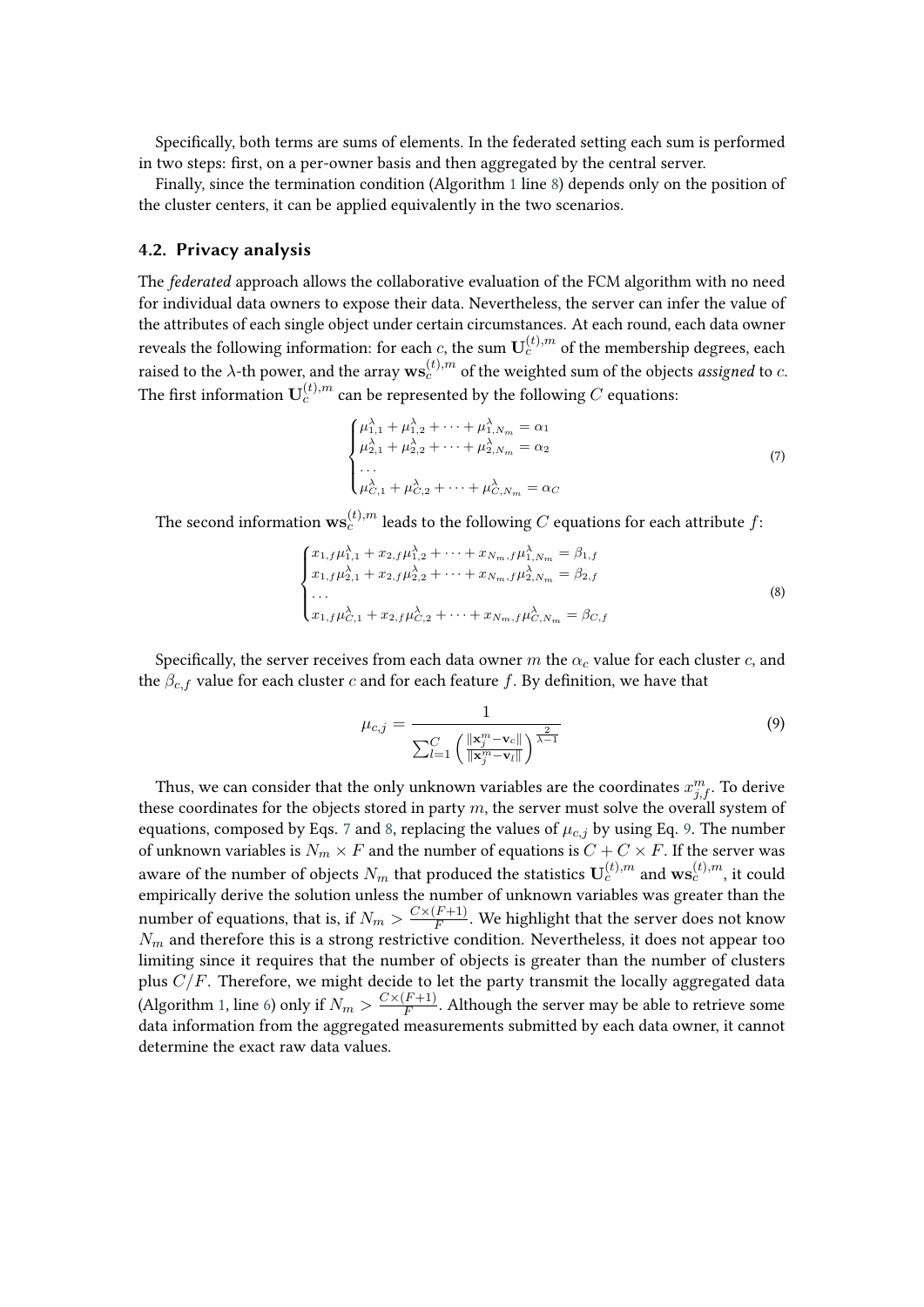Specifically, both terms are sums of elements. In the federated setting each sum is performed in two steps: first, on a per-owner basis and then aggregated by the central server.

Finally, since the termination condition (Algorithm 1 line 8) depends only on the position of the cluster centers, it can be applied equivalently in the two scenarios.

### 4.2. Privacy analysis

The *federated* approach allows the collaborative evaluation of the FCM algorithm with no need for individual data owners to expose their data. Nevertheless, the server can infer the value of the attributes of each single object under certain circumstances. At each round, each data owner reveals the following information: for each $c$, the sum $\mathbf{U}_c^{(t),m}$ of the membership degrees, each raised to the $\lambda$-th power, and the array $\mathbf{ws}_c^{(t),m}$ of the weighted sum of the objects *assigned* to $c$. The first information $\mathbf{U}_c^{(t),m}$ can be represented by the following $C$ equations:

$$
\begin{cases}
\mu_{1,1}^{\lambda} + \mu_{1,2}^{\lambda} + \cdots + \mu_{1,N_m}^{\lambda} = \alpha_1 \\
\mu_{2,1}^{\lambda} + \mu_{2,2}^{\lambda} + \cdots + \mu_{2,N_m}^{\lambda} = \alpha_2 \\
\dots \\
\mu_{C,1}^{\lambda} + \mu_{C,2}^{\lambda} + \cdots + \mu_{C,N_m}^{\lambda} = \alpha_C
\end{cases}
\tag{7}
$$

The second information $\mathbf{ws}_c^{(t),m}$ leads to the following $C$ equations for each attribute $f$:

$$
\begin{cases}
x_{1,f}\mu_{1,1}^{\lambda} + x_{2,f}\mu_{1,2}^{\lambda} + \cdots + x_{N_m,f}\mu_{1,N_m}^{\lambda} = \beta_{1,f} \\
x_{1,f}\mu_{2,1}^{\lambda} + x_{2,f}\mu_{2,2}^{\lambda} + \cdots + x_{N_m,f}\mu_{2,N_m}^{\lambda} = \beta_{2,f} \\
\dots \\
x_{1,f}\mu_{C,1}^{\lambda} + x_{2,f}\mu_{C,2}^{\lambda} + \cdots + x_{N_m,f}\mu_{C,N_m}^{\lambda} = \beta_{C,f}
\end{cases}
\tag{8}
$$

Specifically, the server receives from each data owner $m$ the $\alpha_c$ value for each cluster $c$, and the $\beta_{c,f}$ value for each cluster $c$ and for each feature $f$. By definition, we have that

$$
\mu_{c,j} = \frac{1}{\sum_{l=1}^{C} \left( \frac{\|\mathbf{x}_j^m - \mathbf{v}_c\|}{\|\mathbf{x}_j^m - \mathbf{v}_l\|} \right)^{\frac{2}{\lambda - 1}}}
\tag{9}
$$

Thus, we can consider that the only unknown variables are the coordinates $x_{j,f}^m$. To derive these coordinates for the objects stored in party $m$, the server must solve the overall system of equations, composed by Eqs. 7 and 8, replacing the values of $\mu_{c,j}$ by using Eq. 9. The number of unknown variables is $N_m \times F$ and the number of equations is $C + C \times F$. If the server was aware of the number of objects $N_m$ that produced the statistics $\mathbf{U}_c^{(t),m}$ and $\mathbf{ws}_c^{(t),m}$, it could empirically derive the solution unless the number of unknown variables was greater than the number of equations, that is, if $N_m > \frac{C \times (F+1)}{F}$. We highlight that the server does not know $N_m$ and therefore this is a strong restrictive condition. Nevertheless, it does not appear too limiting since it requires that the number of objects is greater than the number of clusters plus $C/F$. Therefore, we might decide to let the party transmit the locally aggregated data (Algorithm 1, line 6) only if $N_m > \frac{C \times (F+1)}{F}$. Although the server may be able to retrieve some data information from the aggregated measurements submitted by each data owner, it cannot determine the exact raw data values.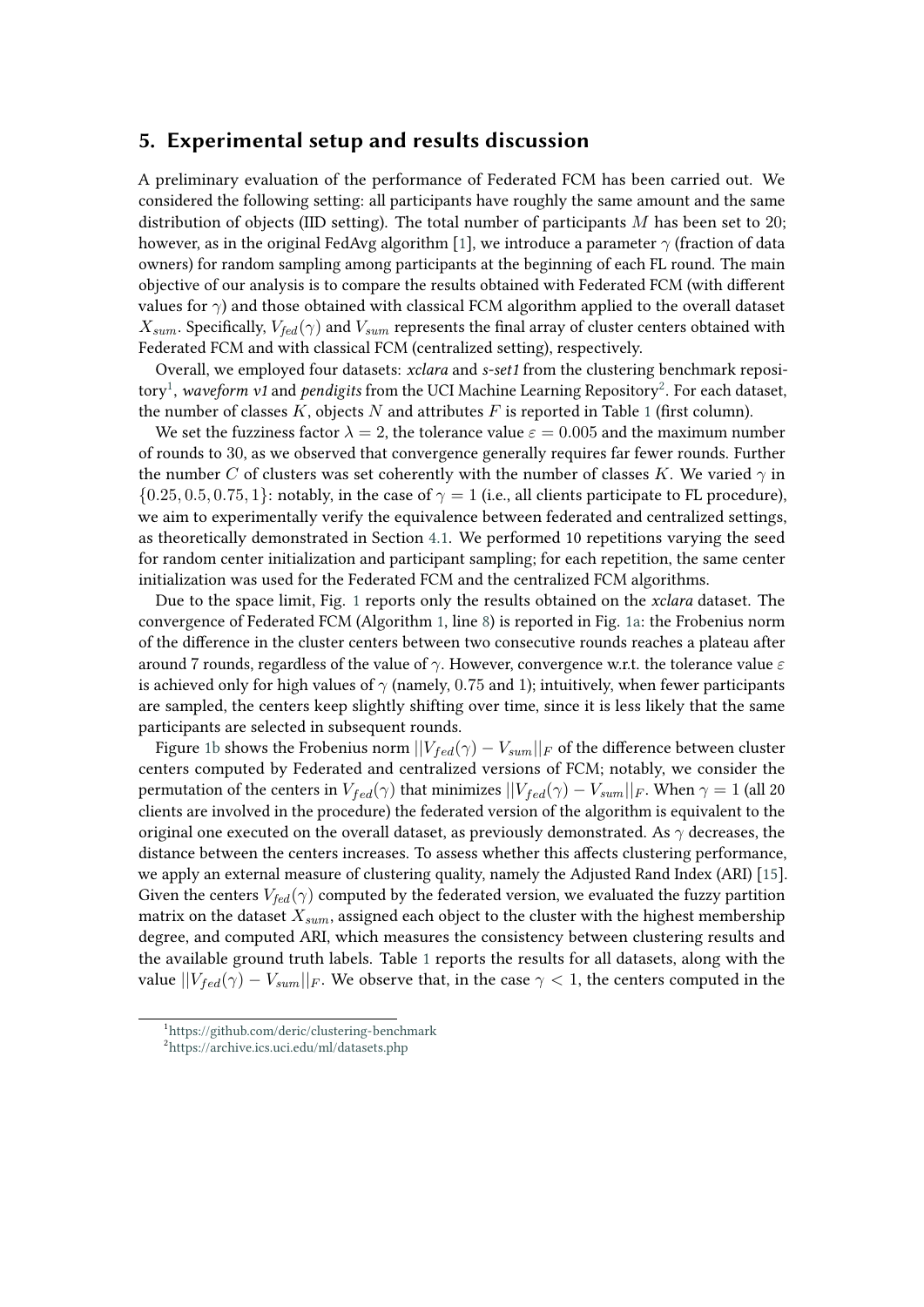## 5. Experimental setup and results discussion

A preliminary evaluation of the performance of Federated FCM has been carried out. We considered the following setting: all participants have roughly the same amount and the same distribution of objects (IID setting). The total number of participants $M$ has been set to 20; however, as in the original FedAvg algorithm [1], we introduce a parameter $\gamma$ (fraction of data owners) for random sampling among participants at the beginning of each FL round. The main objective of our analysis is to compare the results obtained with Federated FCM (with different values for $\gamma$) and those obtained with classical FCM algorithm applied to the overall dataset $X_{sum}$. Specifically, $V_{fed}(\gamma)$ and $V_{sum}$ represents the final array of cluster centers obtained with Federated FCM and with classical FCM (centralized setting), respectively.

Overall, we employed four datasets: *xclara* and *s-set1* from the clustering benchmark repository[1], *waveform v1* and *pendigits* from the UCI Machine Learning Repository[2]. For each dataset, the number of classes $K$, objects $N$ and attributes $F$ is reported in Table 1 (first column).

We set the fuzziness factor $\lambda = 2$, the tolerance value $\varepsilon = 0.005$ and the maximum number of rounds to 30, as we observed that convergence generally requires far fewer rounds. Further the number $C$ of clusters was set coherently with the number of classes $K$. We varied $\gamma$ in $\{0.25, 0.5, 0.75, 1\}$: notably, in the case of $\gamma = 1$ (i.e., all clients participate to FL procedure), we aim to experimentally verify the equivalence between federated and centralized settings, as theoretically demonstrated in Section 4.1. We performed 10 repetitions varying the seed for random center initialization and participant sampling; for each repetition, the same center initialization was used for the Federated FCM and the centralized FCM algorithms.

Due to the space limit, Fig. 1 reports only the results obtained on the *xclara* dataset. The convergence of Federated FCM (Algorithm 1, line 8) is reported in Fig. 1a: the Frobenius norm of the difference in the cluster centers between two consecutive rounds reaches a plateau after around 7 rounds, regardless of the value of $\gamma$. However, convergence w.r.t. the tolerance value $\varepsilon$ is achieved only for high values of $\gamma$ (namely, 0.75 and 1); intuitively, when fewer participants are sampled, the centers keep slightly shifting over time, since it is less likely that the same participants are selected in subsequent rounds.

Figure 1b shows the Frobenius norm $||V_{fed}(\gamma) - V_{sum}||_F$ of the difference between cluster centers computed by Federated and centralized versions of FCM; notably, we consider the permutation of the centers in $V_{fed}(\gamma)$ that minimizes $||V_{fed}(\gamma) - V_{sum}||_F$. When $\gamma = 1$ (all 20 clients are involved in the procedure) the federated version of the algorithm is equivalent to the original one executed on the overall dataset, as previously demonstrated. As $\gamma$ decreases, the distance between the centers increases. To assess whether this affects clustering performance, we apply an external measure of clustering quality, namely the Adjusted Rand Index (ARI) [15]. Given the centers $V_{fed}(\gamma)$ computed by the federated version, we evaluated the fuzzy partition matrix on the dataset $X_{sum}$, assigned each object to the cluster with the highest membership degree, and computed ARI, which measures the consistency between clustering results and the available ground truth labels. Table 1 reports the results for all datasets, along with the value $||V_{fed}(\gamma) - V_{sum}||_F$. We observe that, in the case $\gamma < 1$, the centers computed in the

[1] https://github.com/deric/clustering-benchmark

[2] https://archive.ics.uci.edu/ml/datasets.php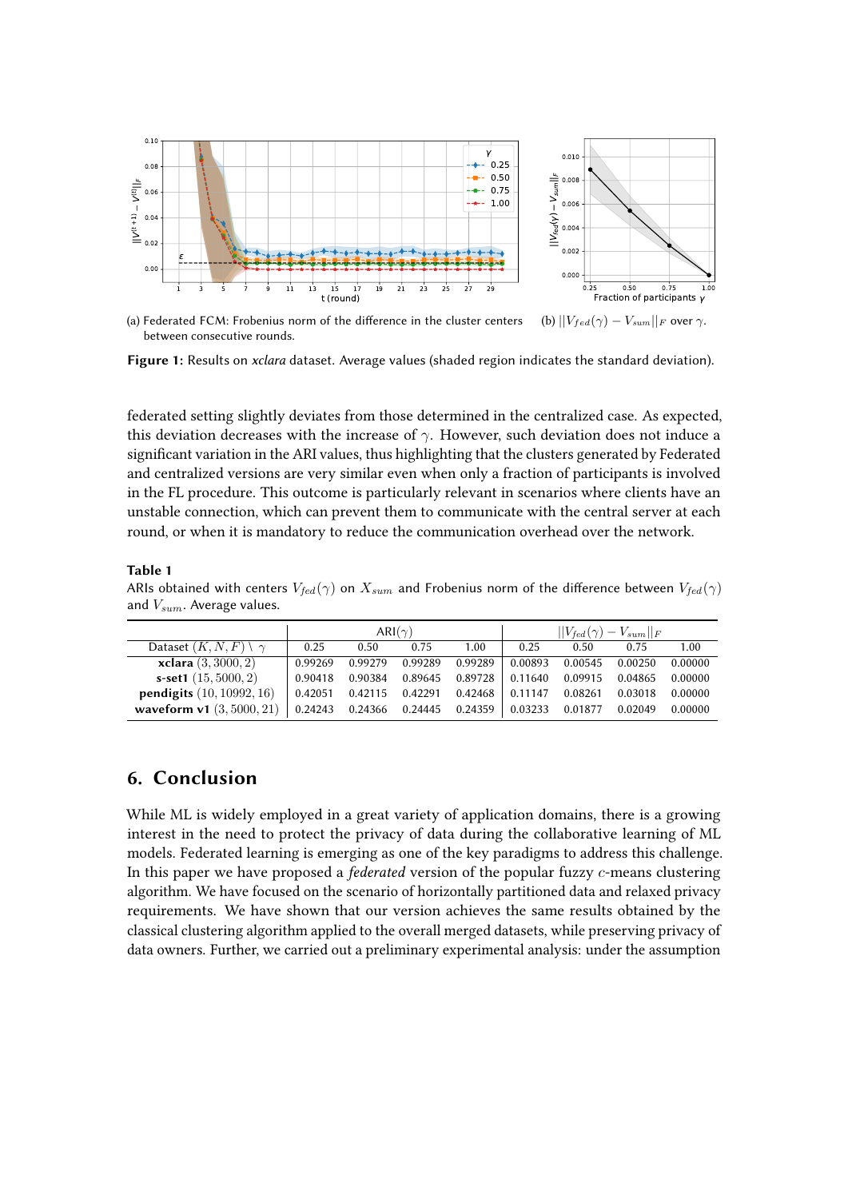(a) Federated FCM: Frobenius norm of the difference in the cluster centers between consecutive rounds.

(b) $||V_{fed}(\gamma) - V_{sum}||_F$ over $\gamma$.

**Figure 1:** Results on *xclara* dataset. Average values (shaded region indicates the standard deviation).

federated setting slightly deviates from those determined in the centralized case. As expected, this deviation decreases with the increase of $\gamma$. However, such deviation does not induce a significant variation in the ARI values, thus highlighting that the clusters generated by Federated and centralized versions are very similar even when only a fraction of participants is involved in the FL procedure. This outcome is particularly relevant in scenarios where clients have an unstable connection, which can prevent them to communicate with the central server at each round, or when it is mandatory to reduce the communication overhead over the network.

**Table 1**
ARIs obtained with centers $V_{fed}(\gamma)$ on $X_{sum}$ and Frobenius norm of the difference between $V_{fed}(\gamma)$ and $V_{sum}$. Average values.

| | ARI($\gamma$) | | | | $\|\|V_{fed}(\gamma) - V_{sum}\|\|_F$ | | | |
|---|---|---|---|---|---|---|---|---|
| Dataset $(K, N, F) \setminus \gamma$ | 0.25 | 0.50 | 0.75 | 1.00 | 0.25 | 0.50 | 0.75 | 1.00 |
| **xclara** $(3, 3000, 2)$ | 0.99269 | 0.99279 | 0.99289 | 0.99289 | 0.00893 | 0.00545 | 0.00250 | 0.00000 |
| **s-set1** $(15, 5000, 2)$ | 0.90418 | 0.90384 | 0.89645 | 0.89728 | 0.11640 | 0.09915 | 0.04865 | 0.00000 |
| **pendigits** $(10, 10992, 16)$ | 0.42051 | 0.42115 | 0.42291 | 0.42468 | 0.11147 | 0.08261 | 0.03018 | 0.00000 |
| **waveform v1** $(3, 5000, 21)$ | 0.24243 | 0.24366 | 0.24445 | 0.24359 | 0.03233 | 0.01877 | 0.02049 | 0.00000 |

## 6. Conclusion

While ML is widely employed in a great variety of application domains, there is a growing interest in the need to protect the privacy of data during the collaborative learning of ML models. Federated learning is emerging as one of the key paradigms to address this challenge. In this paper we have proposed a *federated* version of the popular fuzzy $c$-means clustering algorithm. We have focused on the scenario of horizontally partitioned data and relaxed privacy requirements. We have shown that our version achieves the same results obtained by the classical clustering algorithm applied to the overall merged datasets, while preserving privacy of data owners. Further, we carried out a preliminary experimental analysis: under the assumption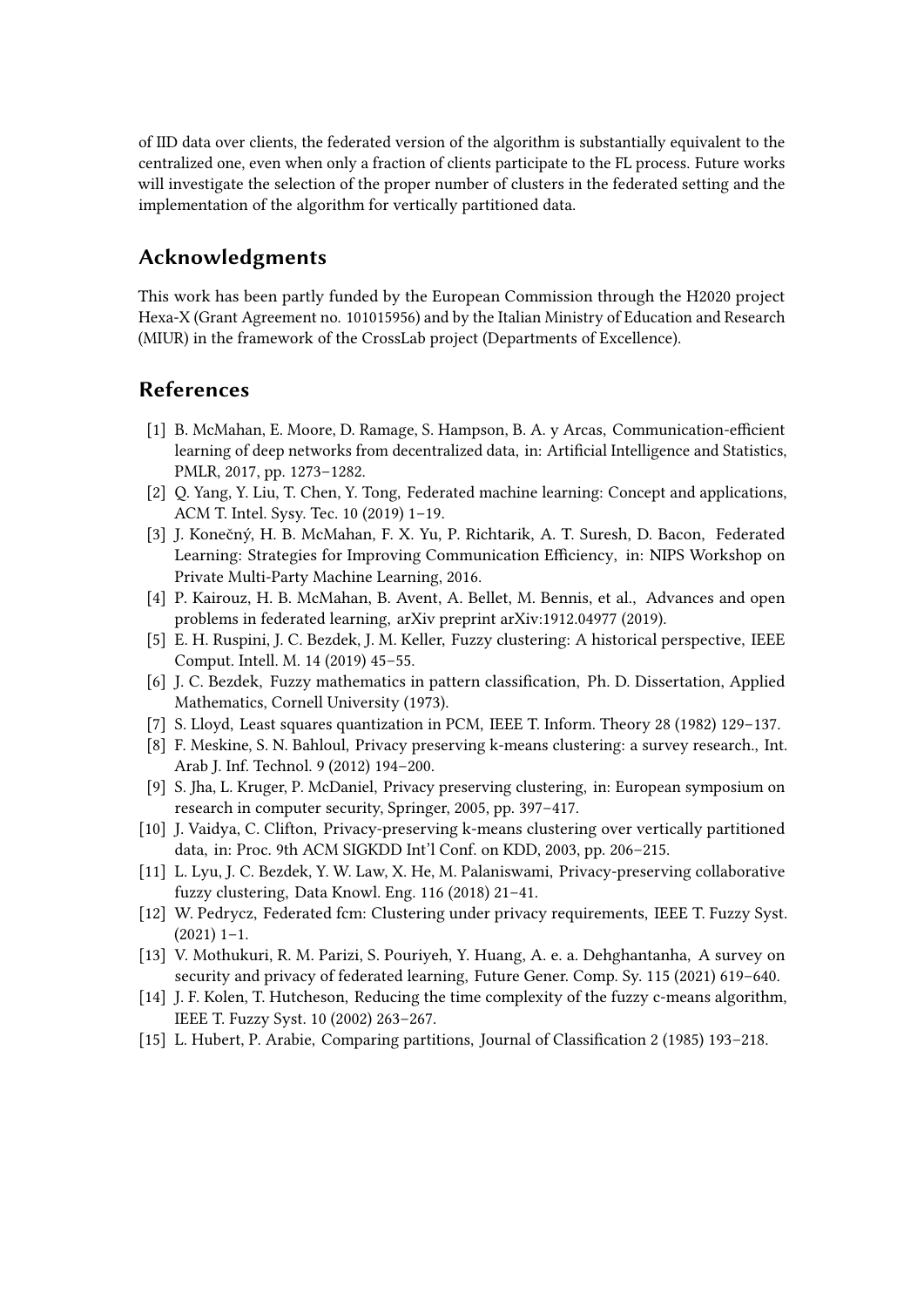of IID data over clients, the federated version of the algorithm is substantially equivalent to the centralized one, even when only a fraction of clients participate to the FL process. Future works will investigate the selection of the proper number of clusters in the federated setting and the implementation of the algorithm for vertically partitioned data.

## Acknowledgments

This work has been partly funded by the European Commission through the H2020 project Hexa-X (Grant Agreement no. 101015956) and by the Italian Ministry of Education and Research (MIUR) in the framework of the CrossLab project (Departments of Excellence).

## References

[1] B. McMahan, E. Moore, D. Ramage, S. Hampson, B. A. y Arcas, Communication-efficient learning of deep networks from decentralized data, in: Artificial Intelligence and Statistics, PMLR, 2017, pp. 1273–1282.

[2] Q. Yang, Y. Liu, T. Chen, Y. Tong, Federated machine learning: Concept and applications, ACM T. Intel. Sysy. Tec. 10 (2019) 1–19.

[3] J. Konečný, H. B. McMahan, F. X. Yu, P. Richtarik, A. T. Suresh, D. Bacon, Federated Learning: Strategies for Improving Communication Efficiency, in: NIPS Workshop on Private Multi-Party Machine Learning, 2016.

[4] P. Kairouz, H. B. McMahan, B. Avent, A. Bellet, M. Bennis, et al., Advances and open problems in federated learning, arXiv preprint arXiv:1912.04977 (2019).

[5] E. H. Ruspini, J. C. Bezdek, J. M. Keller, Fuzzy clustering: A historical perspective, IEEE Comput. Intell. M. 14 (2019) 45–55.

[6] J. C. Bezdek, Fuzzy mathematics in pattern classification, Ph. D. Dissertation, Applied Mathematics, Cornell University (1973).

[7] S. Lloyd, Least squares quantization in PCM, IEEE T. Inform. Theory 28 (1982) 129–137.

[8] F. Meskine, S. N. Bahloul, Privacy preserving k-means clustering: a survey research., Int. Arab J. Inf. Technol. 9 (2012) 194–200.

[9] S. Jha, L. Kruger, P. McDaniel, Privacy preserving clustering, in: European symposium on research in computer security, Springer, 2005, pp. 397–417.

[10] J. Vaidya, C. Clifton, Privacy-preserving k-means clustering over vertically partitioned data, in: Proc. 9th ACM SIGKDD Int'l Conf. on KDD, 2003, pp. 206–215.

[11] L. Lyu, J. C. Bezdek, Y. W. Law, X. He, M. Palaniswami, Privacy-preserving collaborative fuzzy clustering, Data Knowl. Eng. 116 (2018) 21–41.

[12] W. Pedrycz, Federated fcm: Clustering under privacy requirements, IEEE T. Fuzzy Syst. (2021) 1–1.

[13] V. Mothukuri, R. M. Parizi, S. Pouriyeh, Y. Huang, A. e. a. Dehghantanha, A survey on security and privacy of federated learning, Future Gener. Comp. Sy. 115 (2021) 619–640.

[14] J. F. Kolen, T. Hutcheson, Reducing the time complexity of the fuzzy c-means algorithm, IEEE T. Fuzzy Syst. 10 (2002) 263–267.

[15] L. Hubert, P. Arabie, Comparing partitions, Journal of Classification 2 (1985) 193–218.